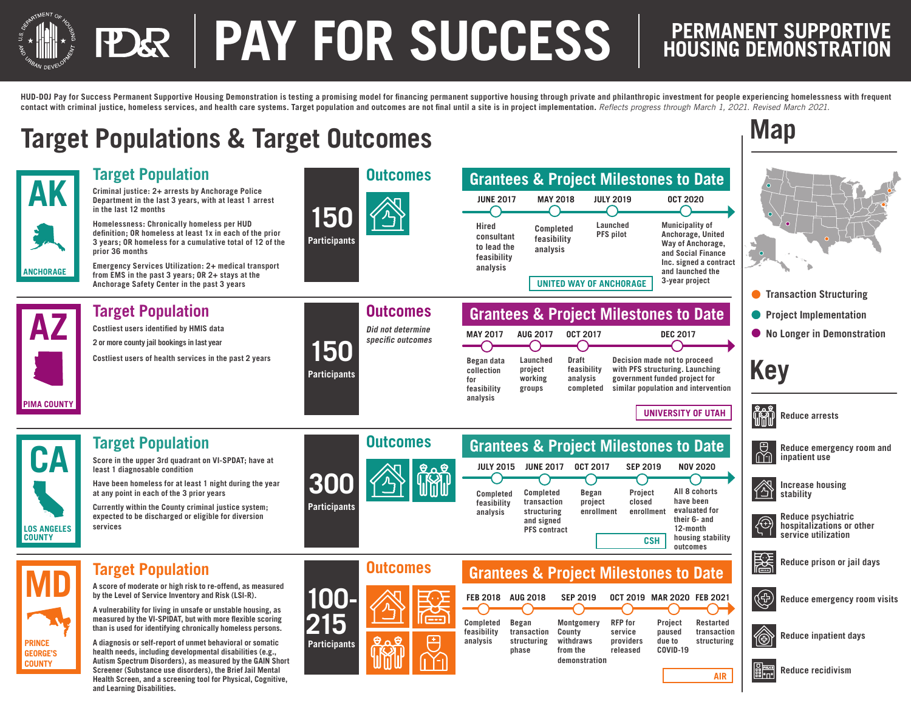# PAY FOR SUCCESS

## PERMANENT SUPPORTIVE HOUSING DEMONSTRATION

**HUD-DOJ Pay for Success Permanent Supportive Housing Demonstration is testing a promising model for financing permanent supportive housing through private and philanthropic investment for people experiencing homelessness with frequent contact with criminal justice, homeless services, and health care systems. Target population and outcomes are not final until a site is in project implementation.** *Reflects progress through March 1, 2021. Revised March 2021.*

# Target Populations & Target Outcomes

## AK — ANCHORAGE

### Target Population

**Criminal justice:** 2+ arrests by Anchorage Police Department in the last 3 years, with at least 1 arrest in the last 12 months

**Homelessness:** Chronically homeless per HUD definition; OR homeless at least 1x in each of the prior 3 years; OR homeless for a cumulative total of 12 of the prior 36 months

**Emergency Services Utilization:** 2+ medical transport from EMS in the past 3 years; OR 2+ stays at the Anchorage Safety Center in the past 3 years

**150 Participants**

### Outcomes

- Increase housing stability

### Grantees & Project Milestones to Date

- **JUNE 2017** — Hired consultant to lead the feasibility analysis
- **MAY 2018** — Completed feasibility analysis
- **JULY 2019** — Launched PFS pilot
- **OCT 2020** — Municipality of Anchorage, United Way of Anchorage, and Social Finance Inc. signed a contract and launched the 3-year project

Grantee: UNITED WAY OF ANCHORAGE

## AZ — PIMA COUNTY

### Target Population

Costliest users identified by HMIS data

2 or more county jail bookings in last year

Costliest users of health services in the past 2 years

**150 Participants**

### Outcomes

*Did not determine specific outcomes*

### Grantees & Project Milestones to Date

- **MAY 2017** — Began data collection for feasibility analysis
- **AUG 2017** — Launched project working groups
- **OCT 2017** — Draft feasibility analysis completed
- **DEC 2017** — Decision made not to proceed with PFS structuring. Launching government funded project for similar population and intervention

Grantee: UNIVERSITY OF UTAH

## CA — LOS ANGELES COUNTY

### Target Population

Score in the upper 3rd quadrant on VI-SPDAT; have at least 1 diagnosable condition

Have been homeless for at least 1 night during the year at any point in each of the 3 prior years

Currently within the County criminal justice system; expected to be discharged or eligible for diversion services

**300 Participants**

### Outcomes

- Increase housing stability
- Reduce arrests

### Grantees & Project Milestones to Date

- **JULY 2015** — Completed feasibility analysis
- **JUNE 2017** — Completed transaction structuring and signed PFS contract
- **OCT 2017** — Began project enrollment
- **SEP 2019** — Project closed enrollment
- **NOV 2020** — All 8 cohorts have been evaluated for their 6- and 12-month housing stability outcomes

Grantee: CSH

## MD — PRINCE GEORGE'S COUNTY

### Target Population

A score of moderate or high risk to re-offend, as measured by the Level of Service Inventory and Risk (LSI-R).

A vulnerability for living in unsafe or unstable housing, as measured by the VI-SPIDAT, but with more flexible scoring than is used for identifying chronically homeless persons.

A diagnosis or self-report of unmet behavioral or somatic health needs, including developmental disabilities (e.g., Autism Spectrum Disorders), as measured by the GAIN Short Screener (Substance use disorders), the Brief Jail Mental Health Screen, and a screening tool for Physical, Cognitive, and Learning Disabilities.

**100-215 Participants**

### Outcomes

- Increase housing stability
- Reduce prison or jail days
- Reduce arrests
- Reduce emergency room and inpatient use

### Grantees & Project Milestones to Date

- **FEB 2018** — Completed feasibility analysis
- **AUG 2018** — Began transaction structuring phase
- **SEP 2019** — Montgomery County withdraws from the demonstration
- **OCT 2019** — RFP for service providers released
- **MAR 2020** — Project paused due to COVID-19
- **FEB 2021** — Restarted transaction structuring

Grantee: AIR

# Map

- Transaction Structuring
- Project Implementation
- No Longer in Demonstration

# Key

- Reduce arrests
- Reduce emergency room and inpatient use
- Increase housing stability
- Reduce psychiatric hospitalizations or other service utilization
- Reduce prison or jail days
- Reduce emergency room visits
- Reduce inpatient days
- Reduce recidivism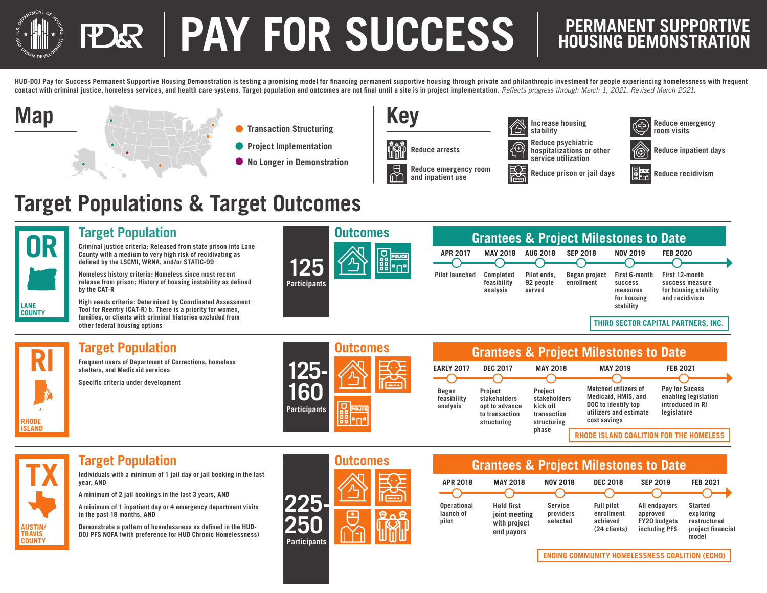# PAY FOR SUCCESS

## PERMANENT SUPPORTIVE HOUSING DEMONSTRATION

**HUD-DOJ Pay for Success Permanent Supportive Housing Demonstration is testing a promising model for financing permanent supportive housing through private and philanthropic investment for people experiencing homelessness with frequent contact with criminal justice, homeless services, and health care systems. Target population and outcomes are not final until a site is in project implementation.** *Reflects progress through March 1, 2021. Revised March 2021.*

## Map

- Transaction Structuring
- Project Implementation
- No Longer in Demonstration

## Key

- Reduce arrests
- Reduce emergency room and inpatient use
- Increase housing stability
- Reduce psychiatric hospitalizations or other service utilization
- Reduce prison or jail days
- Reduce emergency room visits
- Reduce inpatient days
- Reduce recidivism

# Target Populations & Target Outcomes

## OR — LANE COUNTY

### Target Population

**Criminal justice criteria: Released from state prison into Lane County with a medium to very high risk of recidivating as defined by the LSCMI, WRNA, and/or STATIC-99**

**Homeless history criteria: Homeless since most recent release from prison; History of housing instability as defined by the CAT-R**

**High needs criteria: Determined by Coordinated Assessment Tool for Reentry (CAT-R) b. There is a priority for women, families, or clients with criminal histories excluded from other federal housing options**

### Outcomes

**125 Participants**

### Grantees & Project Milestones to Date

- **APR 2017:** Pilot launched
- **MAY 2018:** Completed feasibility analysis
- **AUG 2018:** Pilot ends, 92 people served
- **SEP 2018:** Began project enrollment
- **NOV 2019:** First 6-month success measures for housing stability
- **FEB 2020:** First 12-month success measure for housing stability and recidivism

THIRD SECTOR CAPITAL PARTNERS, INC.

## RI — RHODE ISLAND

### Target Population

**Frequent users of Department of Corrections, homeless shelters, and Medicaid services**

**Specific criteria under development**

### Outcomes

**125-160 Participants**

### Grantees & Project Milestones to Date

- **EARLY 2017:** Began feasibility analysis
- **DEC 2017:** Project stakeholders opt to advance to transaction structuring
- **MAY 2018:** Project stakeholders kick off transaction structuring phase
- **MAY 2019:** Matched utilizers of Medicaid, HMIS, and DOC to identify top utilizers and estimate cost savings
- **FEB 2021:** Pay for Sucess enabling legislation introduced in RI legislature

RHODE ISLAND COALITION FOR THE HOMELESS

## TX — AUSTIN/ TRAVIS COUNTY

### Target Population

**Individuals with a minimum of 1 jail day or jail booking in the last year, AND**

**A minimum of 2 jail bookings in the last 3 years, AND**

**A minimum of 1 inpatient day or 4 emergency department visits in the past 18 months, AND**

**Demonstrate a pattern of homelessness as defined in the HUD-DOJ PFS NOFA (with preference for HUD Chronic Homelessness)**

### Outcomes

**225-250 Participants**

### Grantees & Project Milestones to Date

- **APR 2018:** Operational launch of pilot
- **MAY 2018:** Held first joint meeting with project end payors
- **NOV 2018:** Service providers selected
- **DEC 2018:** Full pilot enrollment achieved (24 clients)
- **SEP 2019:** All endpayors approved FY20 budgets including PFS
- **FEB 2021:** Started exploring restructured project financial model

ENDING COMMUNITY HOMELESSNESS COALITION (ECHO)